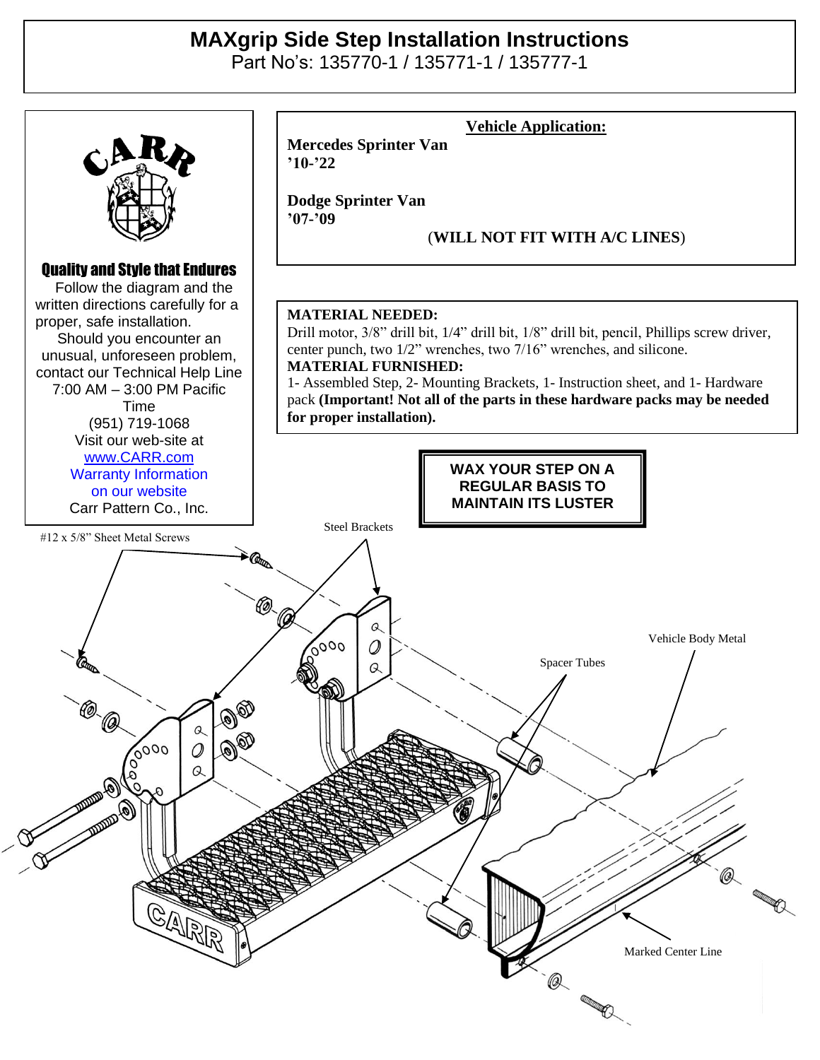# MAXgrip Side Step Installation Instructions

Part No's: 135770-1 / 135771-1 / 135777-1

CARR

**Quality and Style that Endures**

Follow the diagram and the written directions carefully for a proper, safe installation.

Should you encounter an unusual, unforeseen problem, contact our Technical Help Line 7:00 AM – 3:00 PM Pacific Time (951) 719-1068

Visit our web-site at www.CARR.com

Warranty Information on our website

Carr Pattern Co., Inc.

## Vehicle Application:

**Mercedes Sprinter Van '10-'22**

**Dodge Sprinter Van '07-'09**

(**WILL NOT FIT WITH A/C LINES**)

**MATERIAL NEEDED:**
Drill motor, 3/8" drill bit, 1/4" drill bit, 1/8" drill bit, pencil, Phillips screw driver, center punch, two 1/2" wrenches, two 7/16" wrenches, and silicone.

**MATERIAL FURNISHED:**
1- Assembled Step, 2- Mounting Brackets, 1- Instruction sheet, and 1- Hardware pack **(Important! Not all of the parts in these hardware packs may be needed for proper installation).**

**WAX YOUR STEP ON A REGULAR BASIS TO MAINTAIN ITS LUSTER**

#12 x 5/8" Sheet Metal Screws

Steel Brackets

Vehicle Body Metal

Spacer Tubes

Marked Center Line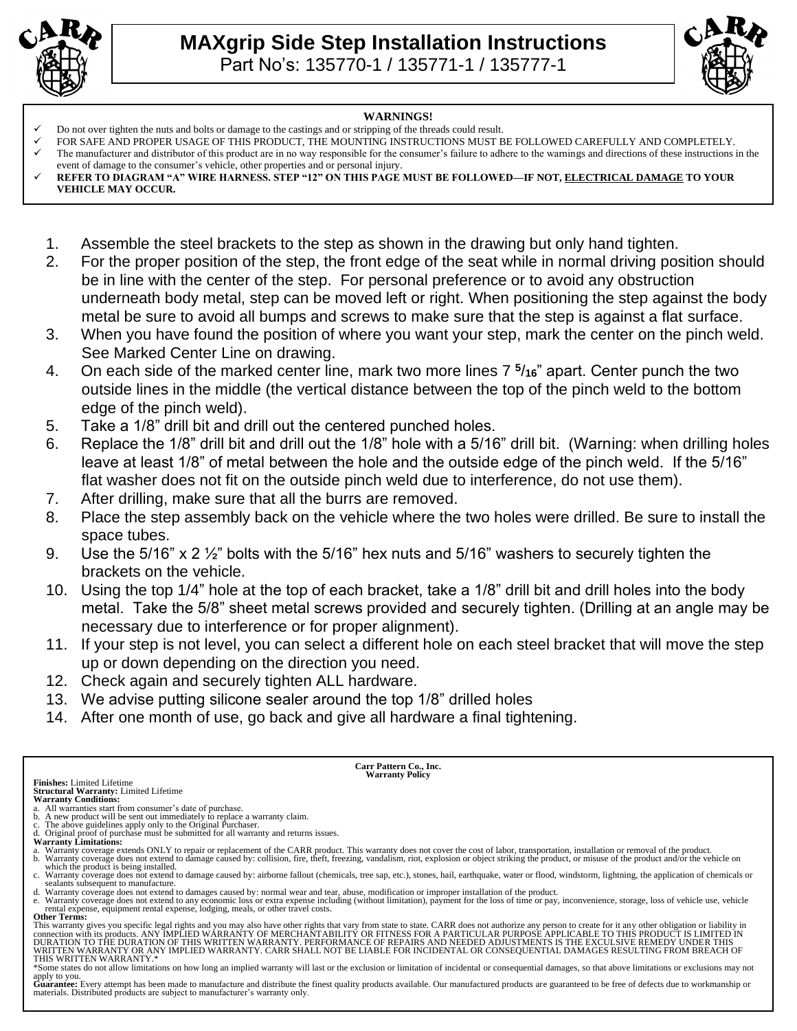# MAXgrip Side Step Installation Instructions

Part No's: 135770-1 / 135771-1 / 135777-1

**WARNINGS!**

- ✓ Do not over tighten the nuts and bolts or damage to the castings and or stripping of the threads could result.
- ✓ FOR SAFE AND PROPER USAGE OF THIS PRODUCT, THE MOUNTING INSTRUCTIONS MUST BE FOLLOWED CAREFULLY AND COMPLETELY.
- ✓ The manufacturer and distributor of this product are in no way responsible for the consumer's failure to adhere to the warnings and directions of these instructions in the event of damage to the consumer's vehicle, other properties and or personal injury.
- ✓ **REFER TO DIAGRAM "A" WIRE HARNESS. STEP "12" ON THIS PAGE MUST BE FOLLOWED—IF NOT, ELECTRICAL DAMAGE TO YOUR VEHICLE MAY OCCUR.**

1. Assemble the steel brackets to the step as shown in the drawing but only hand tighten.
2. For the proper position of the step, the front edge of the seat while in normal driving position should be in line with the center of the step. For personal preference or to avoid any obstruction underneath body metal, step can be moved left or right. When positioning the step against the body metal be sure to avoid all bumps and screws to make sure that the step is against a flat surface.
3. When you have found the position of where you want your step, mark the center on the pinch weld. See Marked Center Line on drawing.
4. On each side of the marked center line, mark two more lines 7 5/16" apart. Center punch the two outside lines in the middle (the vertical distance between the top of the pinch weld to the bottom edge of the pinch weld).
5. Take a 1/8" drill bit and drill out the centered punched holes.
6. Replace the 1/8" drill bit and drill out the 1/8" hole with a 5/16" drill bit. (Warning: when drilling holes leave at least 1/8" of metal between the hole and the outside edge of the pinch weld. If the 5/16" flat washer does not fit on the outside pinch weld due to interference, do not use them).
7. After drilling, make sure that all the burrs are removed.
8. Place the step assembly back on the vehicle where the two holes were drilled. Be sure to install the space tubes.
9. Use the 5/16" x 2 ½" bolts with the 5/16" hex nuts and 5/16" washers to securely tighten the brackets on the vehicle.
10. Using the top 1/4" hole at the top of each bracket, take a 1/8" drill bit and drill holes into the body metal. Take the 5/8" sheet metal screws provided and securely tighten. (Drilling at an angle may be necessary due to interference or for proper alignment).
11. If your step is not level, you can select a different hole on each steel bracket that will move the step up or down depending on the direction you need.
12. Check again and securely tighten ALL hardware.
13. We advise putting silicone sealer around the top 1/8" drilled holes
14. After one month of use, go back and give all hardware a final tightening.

**Carr Pattern Co., Inc.**
**Warranty Policy**

**Finishes:** Limited Lifetime
**Structural Warranty:** Limited Lifetime
**Warranty Conditions:**
a. All warranties start from consumer's date of purchase.
b. A new product will be sent out immediately to replace a warranty claim.
c. The above guidelines apply only to the Original Purchaser.
d. Original proof of purchase must be submitted for all warranty and returns issues.

**Warranty Limitations:**
a. Warranty coverage extends ONLY to repair or replacement of the CARR product. This warranty does not cover the cost of labor, transportation, installation or removal of the product.
b. Warranty coverage does not extend to damage caused by: collision, fire, theft, freezing, vandalism, riot, explosion or object striking the product, or misuse of the product and/or the vehicle on which the product is being installed.
c. Warranty coverage does not extend to damage caused by: airborne fallout (chemicals, tree sap, etc.), stones, hail, earthquake, water or flood, windstorm, lightning, the application of chemicals or sealants subsequent to manufacture.
d. Warranty coverage does not extend to damages caused by: normal wear and tear, abuse, modification or improper installation of the product.
e. Warranty coverage does not extend to any economic loss or extra expense including (without limitation), payment for the loss of time or pay, inconvenience, storage, loss of vehicle use, vehicle rental expense, equipment rental expense, lodging, meals, or other travel costs.

**Other Terms:**
This warranty gives you specific legal rights and you may also have other rights that vary from state to state. CARR does not authorize any person to create for it any other obligation or liability in connection with its products. ANY IMPLIED WARRANTY OF MERCHANTABILITY OR FITNESS FOR A PARTICULAR PURPOSE APPLICABLE TO THIS PRODUCT IS LIMITED IN DURATION TO THE DURATION OF THIS WRITTEN WARRANTY. PERFORMANCE OF REPAIRS AND NEEDED ADJUSTMENTS IS THE EXCULSIVE REMEDY UNDER THIS WRITTEN WARRANTY OR ANY IMPLIED WARRANTY. CARR SHALL NOT BE LIABLE FOR INCIDENTAL OR CONSEQUENTIAL DAMAGES RESULTING FROM BREACH OF THIS WRITTEN WARRANTY.*
*Some states do not allow limitations on how long an implied warranty will last or the exclusion or limitation of incidental or consequential damages, so that above limitations or exclusions may not apply to you.
**Guarantee:** Every attempt has been made to manufacture and distribute the finest quality products available. Our manufactured products are guaranteed to be free of defects due to workmanship or materials. Distributed products are subject to manufacturer's warranty only.